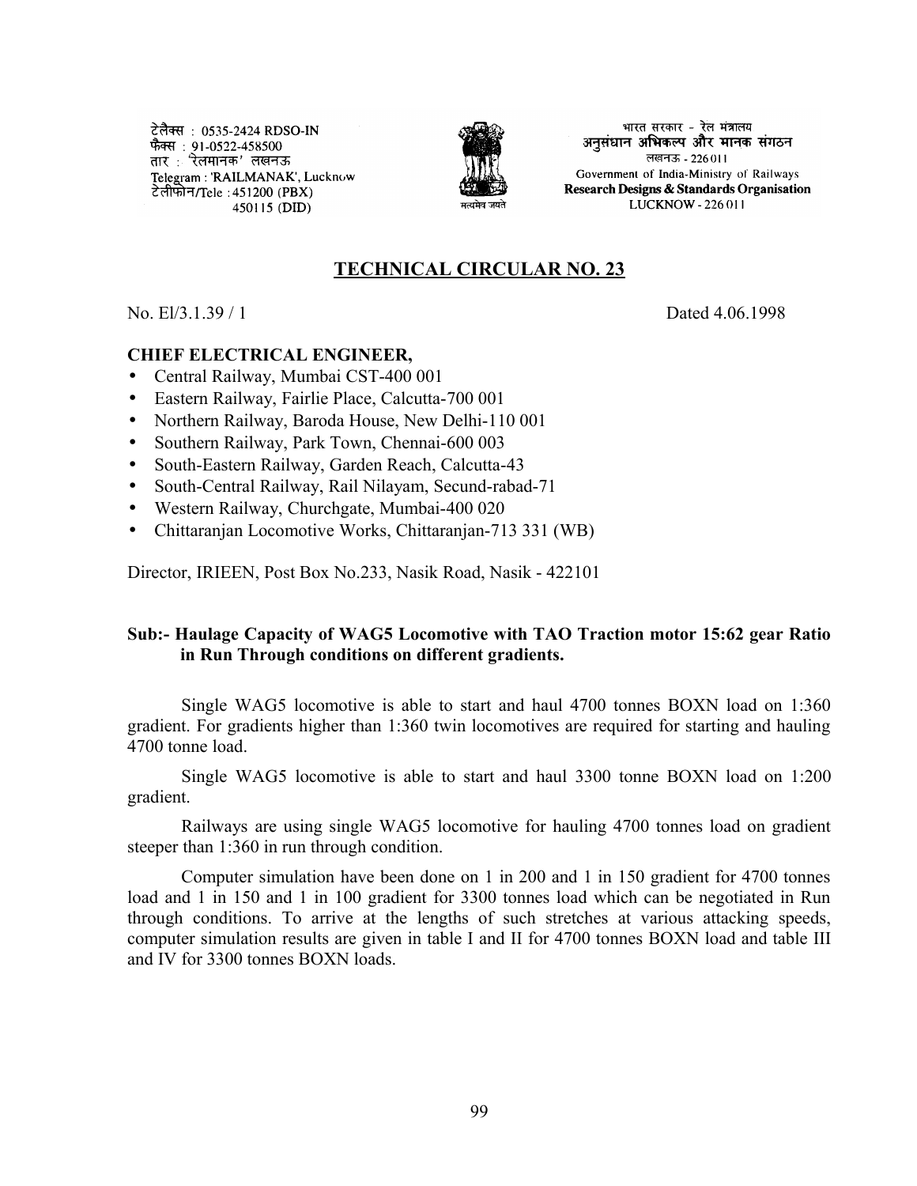टेलैक्स : 0535-2424 RDSO-IN
फैक्स : 91-0522-458500
तार : 'रेलमानक' लखनऊ
Telegram : 'RAILMANAK', Lucknow
टेलीफोन/Tele : 451200 (PBX)
450115 (DID)

सत्यमेव जयते

भारत सरकार - रेल मंत्रालय
अनुसंधान अभिकल्प और मानक संगठन
लखनऊ - 226011
Government of India-Ministry of Railways
**Research Designs & Standards Organisation**
LUCKNOW - 226 011

# TECHNICAL CIRCULAR NO. 23

No. El/3.1.39 / 1 Dated 4.06.1998

**CHIEF ELECTRICAL ENGINEER,**

- Central Railway, Mumbai CST-400 001
- Eastern Railway, Fairlie Place, Calcutta-700 001
- Northern Railway, Baroda House, New Delhi-110 001
- Southern Railway, Park Town, Chennai-600 003
- South-Eastern Railway, Garden Reach, Calcutta-43
- South-Central Railway, Rail Nilayam, Secund-rabad-71
- Western Railway, Churchgate, Mumbai-400 020
- Chittaranjan Locomotive Works, Chittaranjan-713 331 (WB)

Director, IRIEEN, Post Box No.233, Nasik Road, Nasik - 422101

**Sub:- Haulage Capacity of WAG5 Locomotive with TAO Traction motor 15:62 gear Ratio in Run Through conditions on different gradients.**

Single WAG5 locomotive is able to start and haul 4700 tonnes BOXN load on 1:360 gradient. For gradients higher than 1:360 twin locomotives are required for starting and hauling 4700 tonne load.

Single WAG5 locomotive is able to start and haul 3300 tonne BOXN load on 1:200 gradient.

Railways are using single WAG5 locomotive for hauling 4700 tonnes load on gradient steeper than 1:360 in run through condition.

Computer simulation have been done on 1 in 200 and 1 in 150 gradient for 4700 tonnes load and 1 in 150 and 1 in 100 gradient for 3300 tonnes load which can be negotiated in Run through conditions. To arrive at the lengths of such stretches at various attacking speeds, computer simulation results are given in table I and II for 4700 tonnes BOXN load and table III and IV for 3300 tonnes BOXN loads.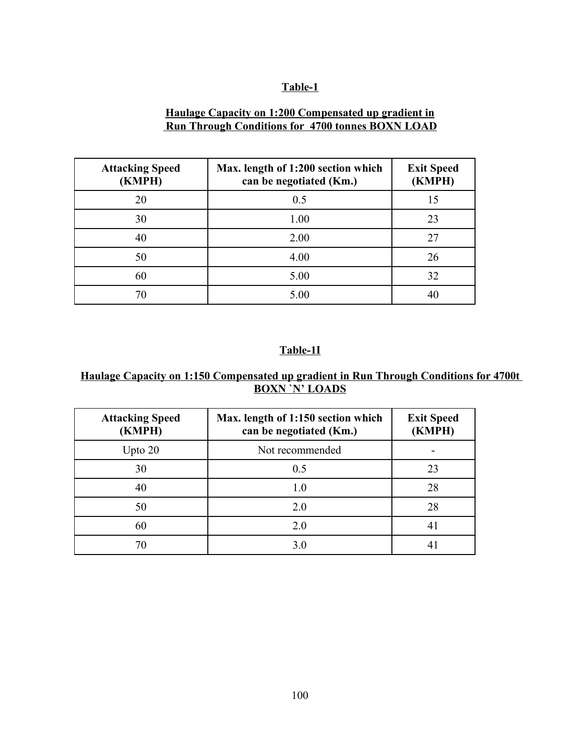## Table-1

**Haulage Capacity on 1:200 Compensated up gradient in Run Through Conditions for 4700 tonnes BOXN LOAD**

| Attacking Speed (KMPH) | Max. length of 1:200 section which can be negotiated (Km.) | Exit Speed (KMPH) |
|---|---|---|
| 20 | 0.5 | 15 |
| 30 | 1.00 | 23 |
| 40 | 2.00 | 27 |
| 50 | 4.00 | 26 |
| 60 | 5.00 | 32 |
| 70 | 5.00 | 40 |

## Table-1I

**Haulage Capacity on 1:150 Compensated up gradient in Run Through Conditions for 4700t BOXN `N' LOADS**

| Attacking Speed (KMPH) | Max. length of 1:150 section which can be negotiated (Km.) | Exit Speed (KMPH) |
|---|---|---|
| Upto 20 | Not recommended | - |
| 30 | 0.5 | 23 |
| 40 | 1.0 | 28 |
| 50 | 2.0 | 28 |
| 60 | 2.0 | 41 |
| 70 | 3.0 | 41 |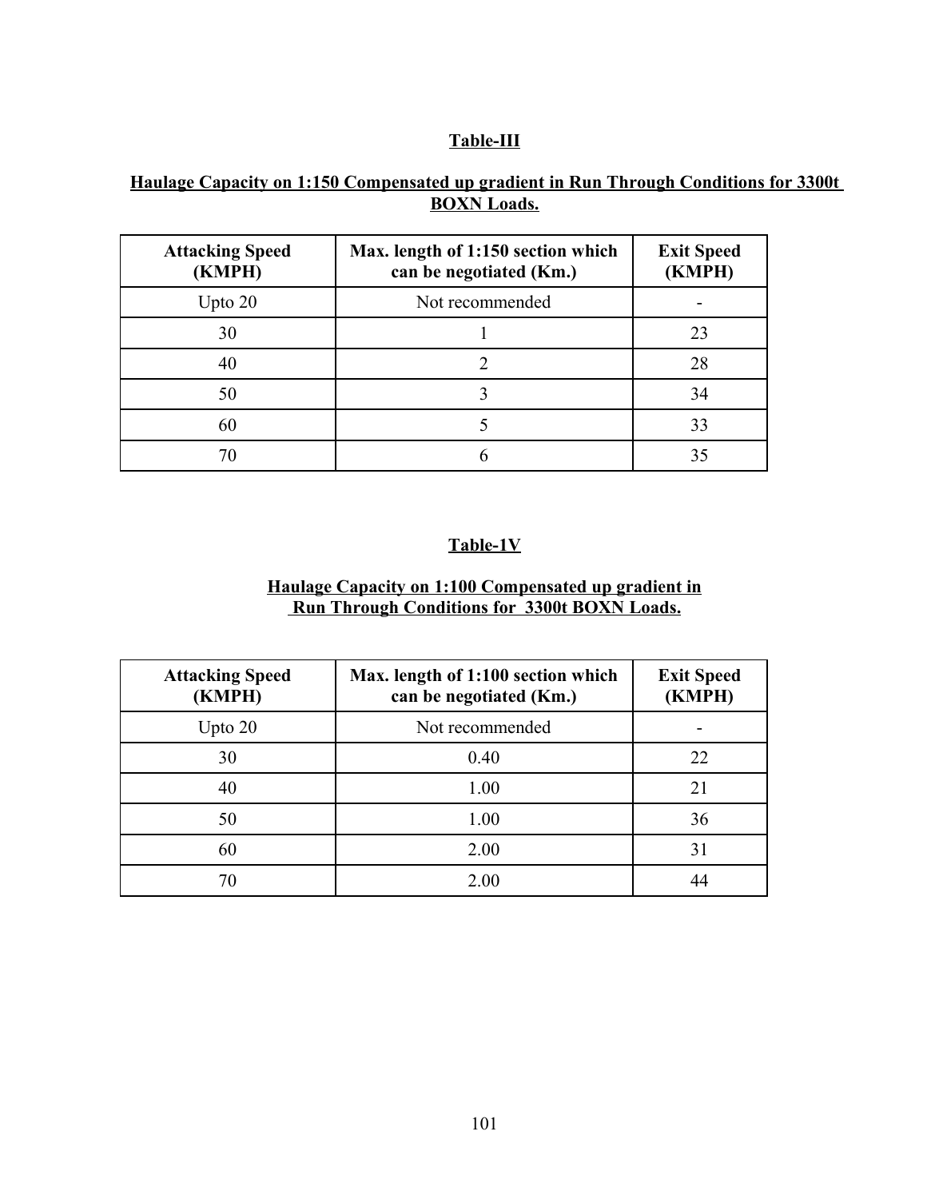## Table-III

**Haulage Capacity on 1:150 Compensated up gradient in Run Through Conditions for 3300t BOXN Loads.**

| Attacking Speed (KMPH) | Max. length of 1:150 section which can be negotiated (Km.) | Exit Speed (KMPH) |
|---|---|---|
| Upto 20 | Not recommended | - |
| 30 | 1 | 23 |
| 40 | 2 | 28 |
| 50 | 3 | 34 |
| 60 | 5 | 33 |
| 70 | 6 | 35 |

## Table-1V

**Haulage Capacity on 1:100 Compensated up gradient in Run Through Conditions for 3300t BOXN Loads.**

| Attacking Speed (KMPH) | Max. length of 1:100 section which can be negotiated (Km.) | Exit Speed (KMPH) |
|---|---|---|
| Upto 20 | Not recommended | - |
| 30 | 0.40 | 22 |
| 40 | 1.00 | 21 |
| 50 | 1.00 | 36 |
| 60 | 2.00 | 31 |
| 70 | 2.00 | 44 |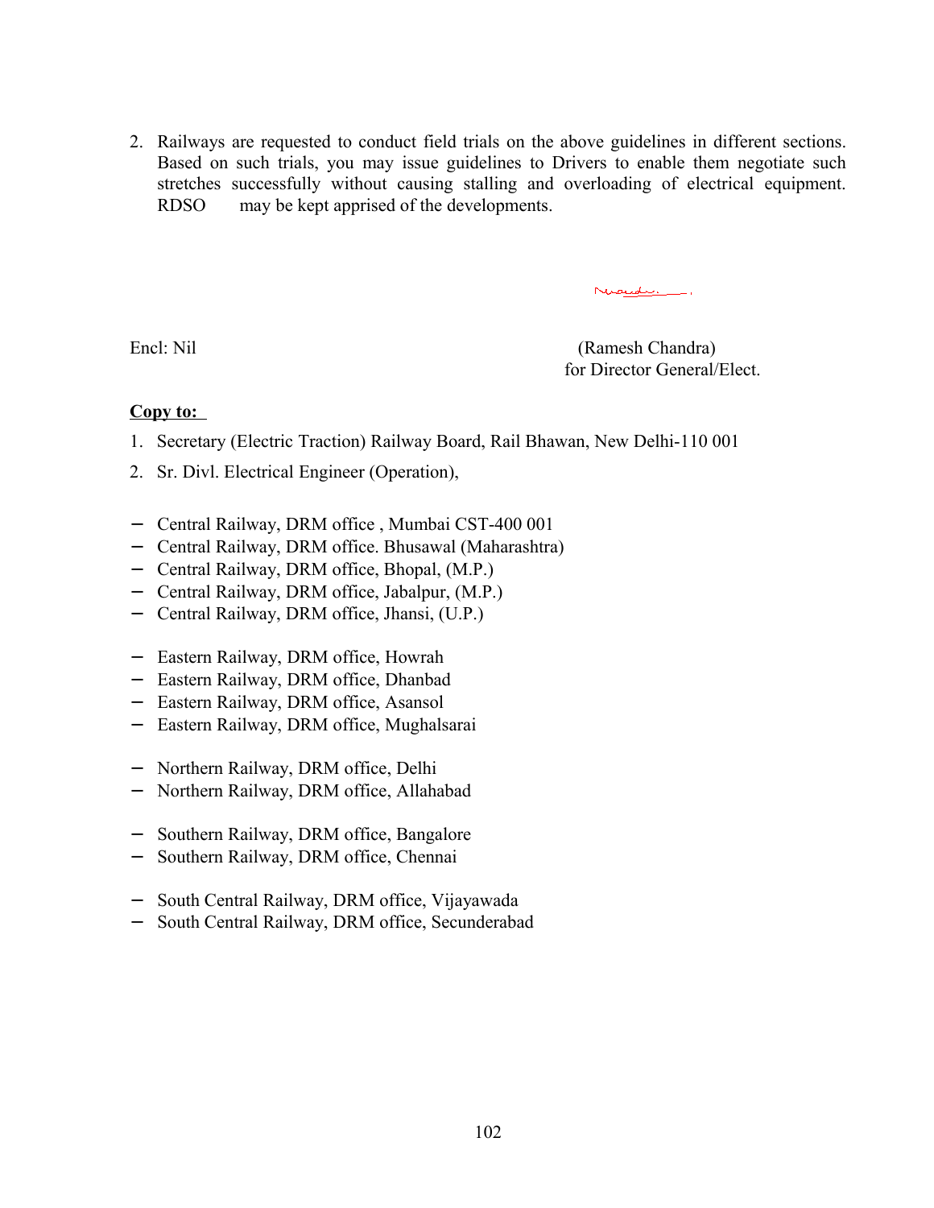2. Railways are requested to conduct field trials on the above guidelines in different sections. Based on such trials, you may issue guidelines to Drivers to enable them negotiate such stretches successfully without causing stalling and overloading of electrical equipment. RDSO may be kept apprised of the developments.

Encl: Nil

(Ramesh Chandra)
for Director General/Elect.

**Copy to:**

1. Secretary (Electric Traction) Railway Board, Rail Bhawan, New Delhi-110 001
2. Sr. Divl. Electrical Engineer (Operation),

- Central Railway, DRM office , Mumbai CST-400 001
- Central Railway, DRM office. Bhusawal (Maharashtra)
- Central Railway, DRM office, Bhopal, (M.P.)
- Central Railway, DRM office, Jabalpur, (M.P.)
- Central Railway, DRM office, Jhansi, (U.P.)

- Eastern Railway, DRM office, Howrah
- Eastern Railway, DRM office, Dhanbad
- Eastern Railway, DRM office, Asansol
- Eastern Railway, DRM office, Mughalsarai

- Northern Railway, DRM office, Delhi
- Northern Railway, DRM office, Allahabad

- Southern Railway, DRM office, Bangalore
- Southern Railway, DRM office, Chennai

- South Central Railway, DRM office, Vijayawada
- South Central Railway, DRM office, Secunderabad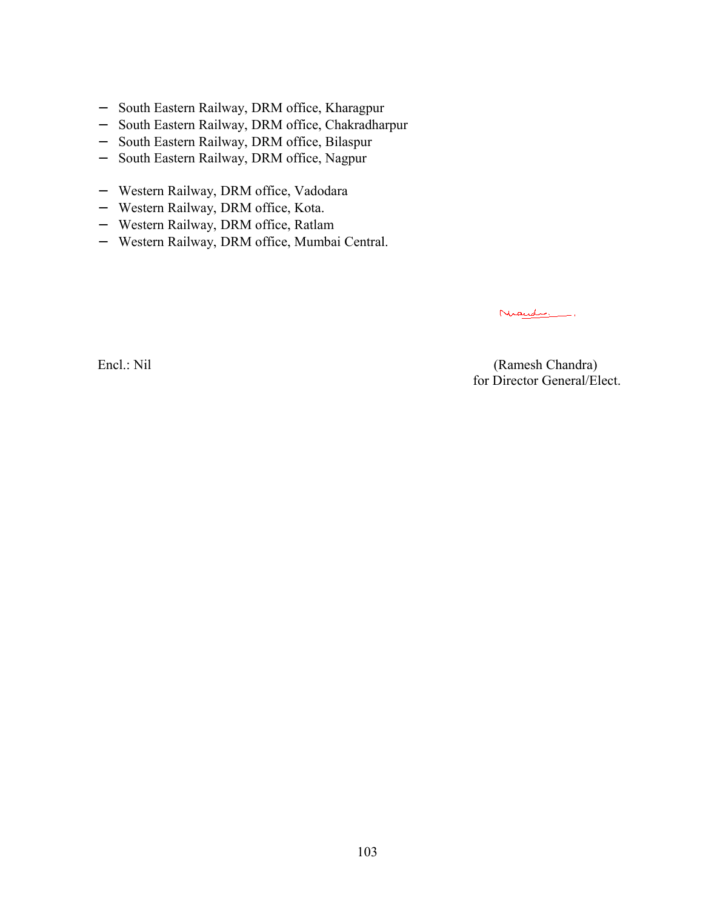- South Eastern Railway, DRM office, Kharagpur
- South Eastern Railway, DRM office, Chakradharpur
- South Eastern Railway, DRM office, Bilaspur
- South Eastern Railway, DRM office, Nagpur

- Western Railway, DRM office, Vadodara
- Western Railway, DRM office, Kota.
- Western Railway, DRM office, Ratlam
- Western Railway, DRM office, Mumbai Central.

Encl.: Nil

(Ramesh Chandra)
for Director General/Elect.